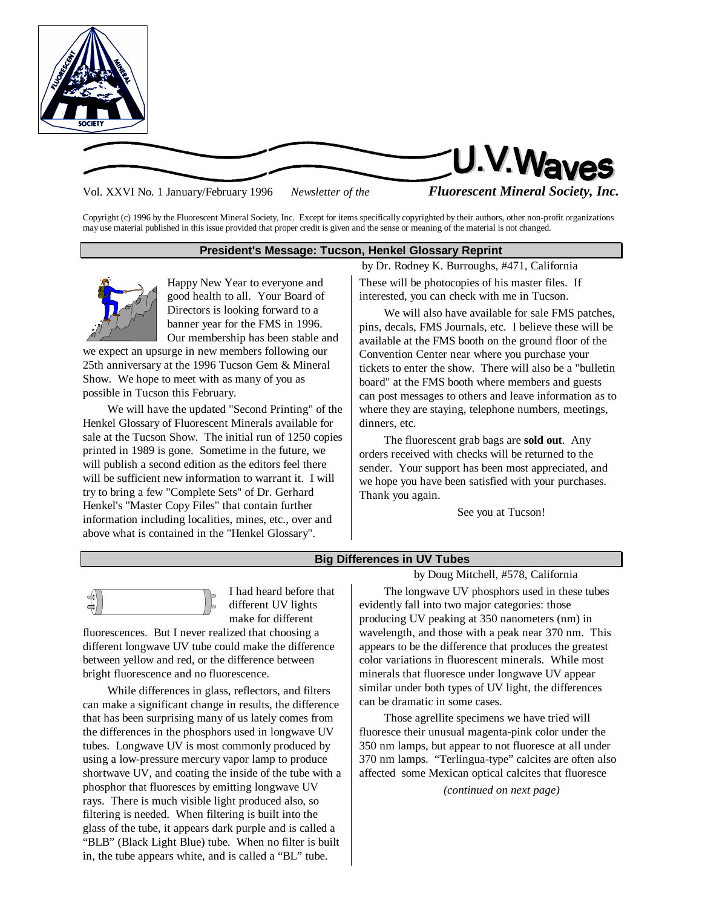# U.V. Waves

Vol. XXVI No. 1 January/February 1996 *Newsletter of the* ***Fluorescent Mineral Society, Inc.***

Copyright (c) 1996 by the Fluorescent Mineral Society, Inc. Except for items specifically copyrighted by their authors, other non-profit organizations may use material published in this issue provided that proper credit is given and the sense or meaning of the material is not changed.

## President's Message: Tucson, Henkel Glossary Reprint

by Dr. Rodney K. Burroughs, #471, California

Happy New Year to everyone and good health to all. Your Board of Directors is looking forward to a banner year for the FMS in 1996. Our membership has been stable and we expect an upsurge in new members following our 25th anniversary at the 1996 Tucson Gem & Mineral Show. We hope to meet with as many of you as possible in Tucson this February.

We will have the updated "Second Printing" of the Henkel Glossary of Fluorescent Minerals available for sale at the Tucson Show. The initial run of 1250 copies printed in 1989 is gone. Sometime in the future, we will publish a second edition as the editors feel there will be sufficient new information to warrant it. I will try to bring a few "Complete Sets" of Dr. Gerhard Henkel's "Master Copy Files" that contain further information including localities, mines, etc., over and above what is contained in the "Henkel Glossary". These will be photocopies of his master files. If interested, you can check with me in Tucson.

We will also have available for sale FMS patches, pins, decals, FMS Journals, etc. I believe these will be available at the FMS booth on the ground floor of the Convention Center near where you purchase your tickets to enter the show. There will also be a "bulletin board" at the FMS booth where members and guests can post messages to others and leave information as to where they are staying, telephone numbers, meetings, dinners, etc.

The fluorescent grab bags are **sold out**. Any orders received with checks will be returned to the sender. Your support has been most appreciated, and we hope you have been satisfied with your purchases. Thank you again.

See you at Tucson!

## Big Differences in UV Tubes

by Doug Mitchell, #578, California

I had heard before that different UV lights make for different fluorescences. But I never realized that choosing a different longwave UV tube could make the difference between yellow and red, or the difference between bright fluorescence and no fluorescence.

While differences in glass, reflectors, and filters can make a significant change in results, the difference that has been surprising many of us lately comes from the differences in the phosphors used in longwave UV tubes. Longwave UV is most commonly produced by using a low-pressure mercury vapor lamp to produce shortwave UV, and coating the inside of the tube with a phosphor that fluoresces by emitting longwave UV rays. There is much visible light produced also, so filtering is needed. When filtering is built into the glass of the tube, it appears dark purple and is called a "BLB" (Black Light Blue) tube. When no filter is built in, the tube appears white, and is called a "BL" tube.

The longwave UV phosphors used in these tubes evidently fall into two major categories: those producing UV peaking at 350 nanometers (nm) in wavelength, and those with a peak near 370 nm. This appears to be the difference that produces the greatest color variations in fluorescent minerals. While most minerals that fluoresce under longwave UV appear similar under both types of UV light, the differences can be dramatic in some cases.

Those agrellite specimens we have tried will fluoresce their unusual magenta-pink color under the 350 nm lamps, but appear to not fluoresce at all under 370 nm lamps. "Terlingua-type" calcites are often also affected some Mexican optical calcites that fluoresce

*(continued on next page)*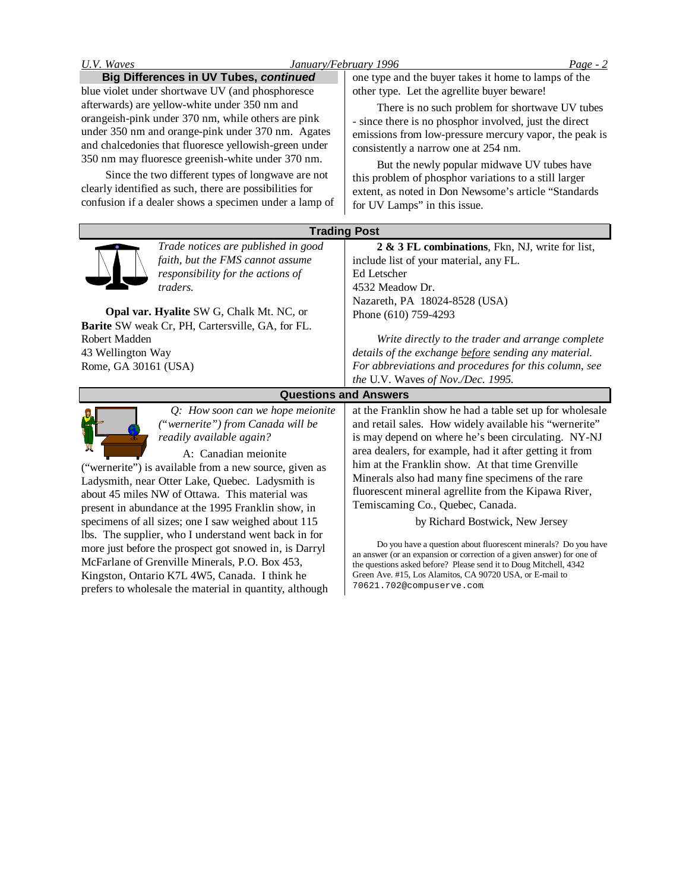## Big Differences in UV Tubes, *continued*

blue violet under shortwave UV (and phosphoresce afterwards) are yellow-white under 350 nm and orangeish-pink under 370 nm, while others are pink under 350 nm and orange-pink under 370 nm. Agates and chalcedonies that fluoresce yellowish-green under 350 nm may fluoresce greenish-white under 370 nm.

Since the two different types of longwave are not clearly identified as such, there are possibilities for confusion if a dealer shows a specimen under a lamp of one type and the buyer takes it home to lamps of the other type. Let the agrellite buyer beware!

There is no such problem for shortwave UV tubes - since there is no phosphor involved, just the direct emissions from low-pressure mercury vapor, the peak is consistently a narrow one at 254 nm.

But the newly popular midwave UV tubes have this problem of phosphor variations to a still larger extent, as noted in Don Newsome's article "Standards for UV Lamps" in this issue.

## Trading Post

*Trade notices are published in good faith, but the FMS cannot assume responsibility for the actions of traders.*

**Opal var. Hyalite** SW G, Chalk Mt. NC, or **Barite** SW weak Cr, PH, Cartersville, GA, for FL.
Robert Madden
43 Wellington Way
Rome, GA 30161 (USA)

**2 & 3 FL combinations**, Fkn, NJ, write for list, include list of your material, any FL.
Ed Letscher
4532 Meadow Dr.
Nazareth, PA 18024-8528 (USA)
Phone (610) 759-4293

*Write directly to the trader and arrange complete details of the exchange before sending any material. For abbreviations and procedures for this column, see the* U.V. Waves *of Nov./Dec. 1995.*

## Questions and Answers

*Q: How soon can we hope meionite ("wernerite") from Canada will be readily available again?*

A: Canadian meionite ("wernerite") is available from a new source, given as Ladysmith, near Otter Lake, Quebec. Ladysmith is about 45 miles NW of Ottawa. This material was present in abundance at the 1995 Franklin show, in specimens of all sizes; one I saw weighed about 115 lbs. The supplier, who I understand went back in for more just before the prospect got snowed in, is Darryl McFarlane of Grenville Minerals, P.O. Box 453, Kingston, Ontario K7L 4W5, Canada. I think he prefers to wholesale the material in quantity, although at the Franklin show he had a table set up for wholesale and retail sales. How widely available his "wernerite" is may depend on where he's been circulating. NY-NJ area dealers, for example, had it after getting it from him at the Franklin show. At that time Grenville Minerals also had many fine specimens of the rare fluorescent mineral agrellite from the Kipawa River, Temiscaming Co., Quebec, Canada.

by Richard Bostwick, New Jersey

Do you have a question about fluorescent minerals? Do you have an answer (or an expansion or correction of a given answer) for one of the questions asked before? Please send it to Doug Mitchell, 4342 Green Ave. #15, Los Alamitos, CA 90720 USA, or E-mail to 70621.702@compuserve.com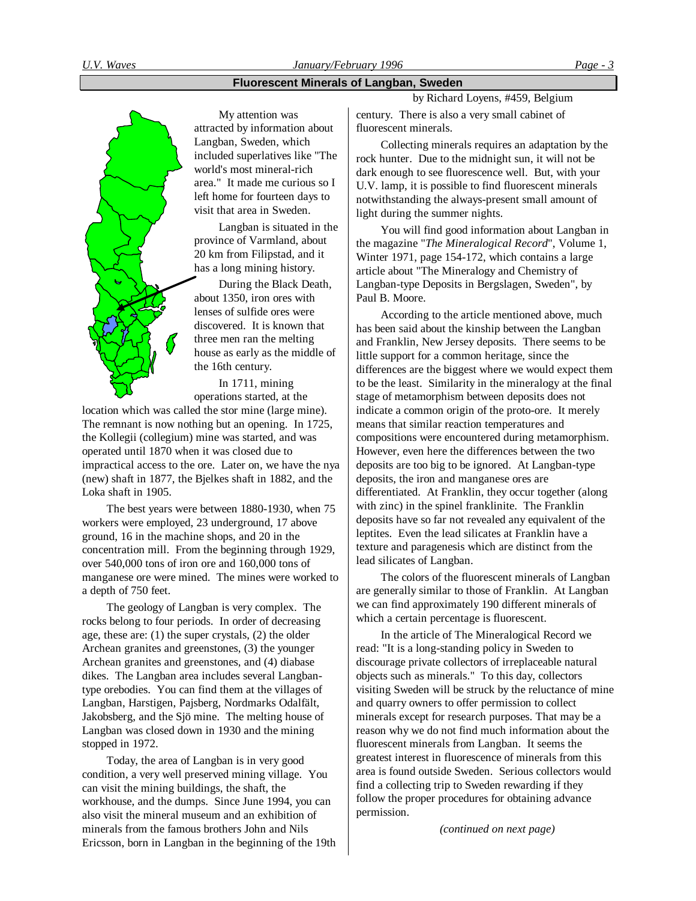## Fluorescent Minerals of Langban, Sweden

by Richard Loyens, #459, Belgium

My attention was attracted by information about Langban, Sweden, which included superlatives like "The world's most mineral-rich area." It made me curious so I left home for fourteen days to visit that area in Sweden.

Langban is situated in the province of Varmland, about 20 km from Filipstad, and it has a long mining history.

During the Black Death, about 1350, iron ores with lenses of sulfide ores were discovered. It is known that three men ran the melting house as early as the middle of the 16th century.

In 1711, mining operations started, at the location which was called the stor mine (large mine). The remnant is now nothing but an opening. In 1725, the Kollegii (collegium) mine was started, and was operated until 1870 when it was closed due to impractical access to the ore. Later on, we have the nya (new) shaft in 1877, the Bjelkes shaft in 1882, and the Loka shaft in 1905.

The best years were between 1880-1930, when 75 workers were employed, 23 underground, 17 above ground, 16 in the machine shops, and 20 in the concentration mill. From the beginning through 1929, over 540,000 tons of iron ore and 160,000 tons of manganese ore were mined. The mines were worked to a depth of 750 feet.

The geology of Langban is very complex. The rocks belong to four periods. In order of decreasing age, these are: (1) the super crystals, (2) the older Archean granites and greenstones, (3) the younger Archean granites and greenstones, and (4) diabase dikes. The Langban area includes several Langban-type orebodies. You can find them at the villages of Langban, Harstigen, Pajsberg, Nordmarks Odalfält, Jakobsberg, and the Sjö mine. The melting house of Langban was closed down in 1930 and the mining stopped in 1972.

Today, the area of Langban is in very good condition, a very well preserved mining village. You can visit the mining buildings, the shaft, the workhouse, and the dumps. Since June 1994, you can also visit the mineral museum and an exhibition of minerals from the famous brothers John and Nils Ericsson, born in Langban in the beginning of the 19th century. There is also a very small cabinet of fluorescent minerals.

Collecting minerals requires an adaptation by the rock hunter. Due to the midnight sun, it will not be dark enough to see fluorescence well. But, with your U.V. lamp, it is possible to find fluorescent minerals notwithstanding the always-present small amount of light during the summer nights.

You will find good information about Langban in the magazine "*The Mineralogical Record*", Volume 1, Winter 1971, page 154-172, which contains a large article about "The Mineralogy and Chemistry of Langban-type Deposits in Bergslagen, Sweden", by Paul B. Moore.

According to the article mentioned above, much has been said about the kinship between the Langban and Franklin, New Jersey deposits. There seems to be little support for a common heritage, since the differences are the biggest where we would expect them to be the least. Similarity in the mineralogy at the final stage of metamorphism between deposits does not indicate a common origin of the proto-ore. It merely means that similar reaction temperatures and compositions were encountered during metamorphism. However, even here the differences between the two deposits are too big to be ignored. At Langban-type deposits, the iron and manganese ores are differentiated. At Franklin, they occur together (along with zinc) in the spinel franklinite. The Franklin deposits have so far not revealed any equivalent of the leptites. Even the lead silicates at Franklin have a texture and paragenesis which are distinct from the lead silicates of Langban.

The colors of the fluorescent minerals of Langban are generally similar to those of Franklin. At Langban we can find approximately 190 different minerals of which a certain percentage is fluorescent.

In the article of The Mineralogical Record we read: "It is a long-standing policy in Sweden to discourage private collectors of irreplaceable natural objects such as minerals." To this day, collectors visiting Sweden will be struck by the reluctance of mine and quarry owners to offer permission to collect minerals except for research purposes. That may be a reason why we do not find much information about the fluorescent minerals from Langban. It seems the greatest interest in fluorescence of minerals from this area is found outside Sweden. Serious collectors would find a collecting trip to Sweden rewarding if they follow the proper procedures for obtaining advance permission.

*(continued on next page)*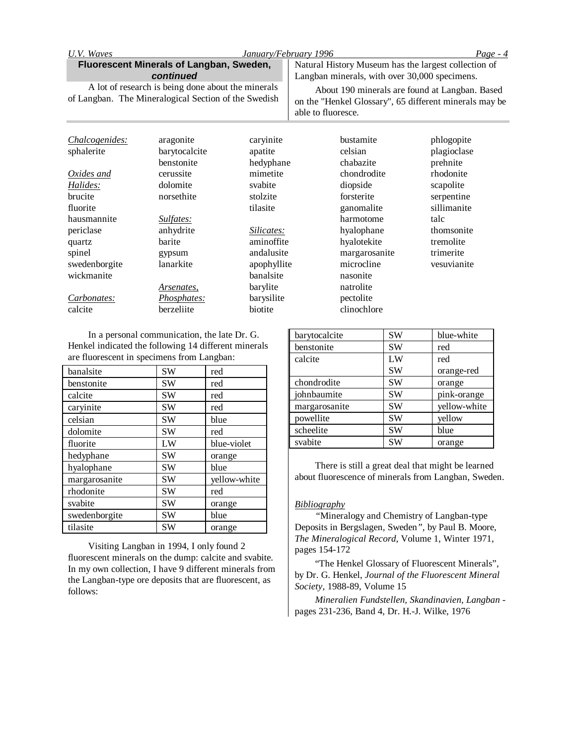## Fluorescent Minerals of Langban, Sweden, *continued*

A lot of research is being done about the minerals of Langban. The Mineralogical Section of the Swedish Natural History Museum has the largest collection of Langban minerals, with over 30,000 specimens.

About 190 minerals are found at Langban. Based on the "Henkel Glossary", 65 different minerals may be able to fluoresce.

*Chalcogenides:*
sphalerite

*Oxides and Halides:*
brucite
fluorite
hausmannite
periclase
quartz
spinel
swedenborgite
wickmanite

*Carbonates:*
calcite
aragonite
barytocalcite
benstonite
cerussite
dolomite
norsethite

*Sulfates:*
anhydrite
barite
gypsum
lanarkite

*Arsenates, Phosphates:*
berzeliite
caryinite
apatite
hedyphane
mimetite
svabite
stolzite
tilasite

*Silicates:*
aminoffite
andalusite
apophyllite
banalsite
barylite
barysilite
biotite
bustamite
celsian
chabazite
chondrodite
diopside
forsterite
ganomalite
harmotome
hyalophane
hyalotekite
margarosanite
microcline
nasonite
natrolite
pectolite
clinochlore
phlogopite
plagioclase
prehnite
rhodonite
scapolite
serpentine
sillimanite
talc
thomsonite
tremolite
trimerite
vesuvianite

In a personal communication, the late Dr. G. Henkel indicated the following 14 different minerals are fluorescent in specimens from Langban:

| | | |
|---|---|---|
| banalsite | SW | red |
| benstonite | SW | red |
| calcite | SW | red |
| caryinite | SW | red |
| celsian | SW | blue |
| dolomite | SW | red |
| fluorite | LW | blue-violet |
| hedyphane | SW | orange |
| hyalophane | SW | blue |
| margarosanite | SW | yellow-white |
| rhodonite | SW | red |
| svabite | SW | orange |
| swedenborgite | SW | blue |
| tilasite | SW | orange |

Visiting Langban in 1994, I only found 2 fluorescent minerals on the dump: calcite and svabite. In my own collection, I have 9 different minerals from the Langban-type ore deposits that are fluorescent, as follows:

| | | |
|---|---|---|
| barytocalcite | SW | blue-white |
| benstonite | SW | red |
| calcite | LW | red |
| | SW | orange-red |
| chondrodite | SW | orange |
| johnbaumite | SW | pink-orange |
| margarosanite | SW | yellow-white |
| powellite | SW | yellow |
| scheelite | SW | blue |
| svabite | SW | orange |

There is still a great deal that might be learned about fluorescence of minerals from Langban, Sweden.

*Bibliography*

"Mineralogy and Chemistry of Langban-type Deposits in Bergslagen, Sweden", by Paul B. Moore, *The Mineralogical Record*, Volume 1, Winter 1971, pages 154-172

"The Henkel Glossary of Fluorescent Minerals", by Dr. G. Henkel, *Journal of the Fluorescent Mineral Society*, 1988-89, Volume 15

*Mineralien Fundstellen, Skandinavien, Langban* - pages 231-236, Band 4, Dr. H.-J. Wilke, 1976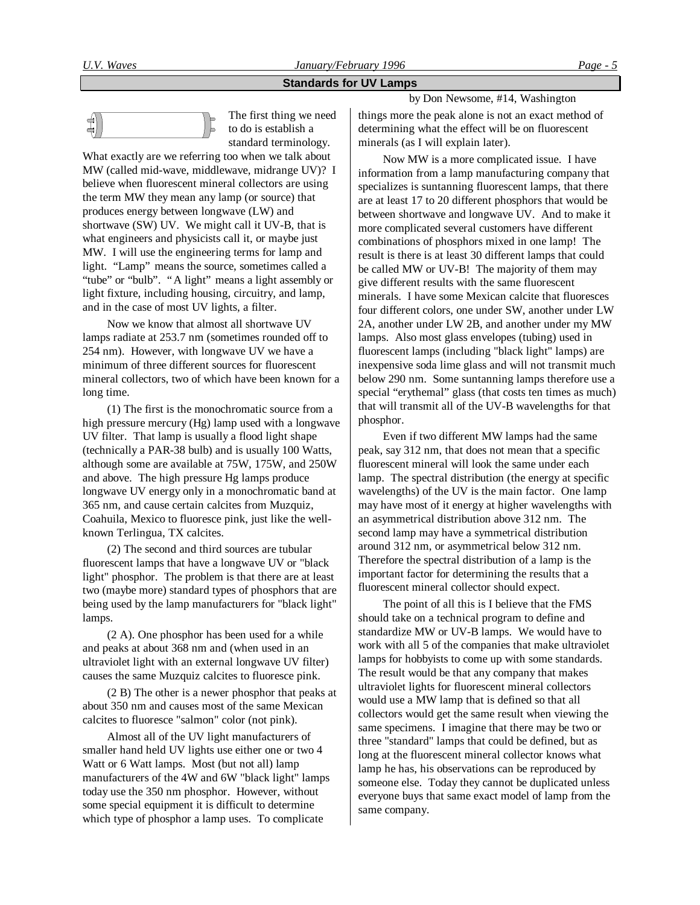## Standards for UV Lamps

by Don Newsome, #14, Washington

The first thing we need to do is establish a standard terminology. What exactly are we referring too when we talk about MW (called mid-wave, middlewave, midrange UV)? I believe when fluorescent mineral collectors are using the term MW they mean any lamp (or source) that produces energy between longwave (LW) and shortwave (SW) UV. We might call it UV-B, that is what engineers and physicists call it, or maybe just MW. I will use the engineering terms for lamp and light. "Lamp" means the source, sometimes called a "tube" or "bulb". "A light" means a light assembly or light fixture, including housing, circuitry, and lamp, and in the case of most UV lights, a filter.

Now we know that almost all shortwave UV lamps radiate at 253.7 nm (sometimes rounded off to 254 nm). However, with longwave UV we have a minimum of three different sources for fluorescent mineral collectors, two of which have been known for a long time.

(1) The first is the monochromatic source from a high pressure mercury (Hg) lamp used with a longwave UV filter. That lamp is usually a flood light shape (technically a PAR-38 bulb) and is usually 100 Watts, although some are available at 75W, 175W, and 250W and above. The high pressure Hg lamps produce longwave UV energy only in a monochromatic band at 365 nm, and cause certain calcites from Muzquiz, Coahuila, Mexico to fluoresce pink, just like the well-known Terlingua, TX calcites.

(2) The second and third sources are tubular fluorescent lamps that have a longwave UV or "black light" phosphor. The problem is that there are at least two (maybe more) standard types of phosphors that are being used by the lamp manufacturers for "black light" lamps.

(2 A). One phosphor has been used for a while and peaks at about 368 nm and (when used in an ultraviolet light with an external longwave UV filter) causes the same Muzquiz calcites to fluoresce pink.

(2 B) The other is a newer phosphor that peaks at about 350 nm and causes most of the same Mexican calcites to fluoresce "salmon" color (not pink).

Almost all of the UV light manufacturers of smaller hand held UV lights use either one or two 4 Watt or 6 Watt lamps. Most (but not all) lamp manufacturers of the 4W and 6W "black light" lamps today use the 350 nm phosphor. However, without some special equipment it is difficult to determine which type of phosphor a lamp uses. To complicate things more the peak alone is not an exact method of determining what the effect will be on fluorescent minerals (as I will explain later).

Now MW is a more complicated issue. I have information from a lamp manufacturing company that specializes is suntanning fluorescent lamps, that there are at least 17 to 20 different phosphors that would be between shortwave and longwave UV. And to make it more complicated several customers have different combinations of phosphors mixed in one lamp! The result is there is at least 30 different lamps that could be called MW or UV-B! The majority of them may give different results with the same fluorescent minerals. I have some Mexican calcite that fluoresces four different colors, one under SW, another under LW 2A, another under LW 2B, and another under my MW lamps. Also most glass envelopes (tubing) used in fluorescent lamps (including "black light" lamps) are inexpensive soda lime glass and will not transmit much below 290 nm. Some suntanning lamps therefore use a special "erythemal" glass (that costs ten times as much) that will transmit all of the UV-B wavelengths for that phosphor.

Even if two different MW lamps had the same peak, say 312 nm, that does not mean that a specific fluorescent mineral will look the same under each lamp. The spectral distribution (the energy at specific wavelengths) of the UV is the main factor. One lamp may have most of it energy at higher wavelengths with an asymmetrical distribution above 312 nm. The second lamp may have a symmetrical distribution around 312 nm, or asymmetrical below 312 nm. Therefore the spectral distribution of a lamp is the important factor for determining the results that a fluorescent mineral collector should expect.

The point of all this is I believe that the FMS should take on a technical program to define and standardize MW or UV-B lamps. We would have to work with all 5 of the companies that make ultraviolet lamps for hobbyists to come up with some standards. The result would be that any company that makes ultraviolet lights for fluorescent mineral collectors would use a MW lamp that is defined so that all collectors would get the same result when viewing the same specimens. I imagine that there may be two or three "standard" lamps that could be defined, but as long at the fluorescent mineral collector knows what lamp he has, his observations can be reproduced by someone else. Today they cannot be duplicated unless everyone buys that same exact model of lamp from the same company.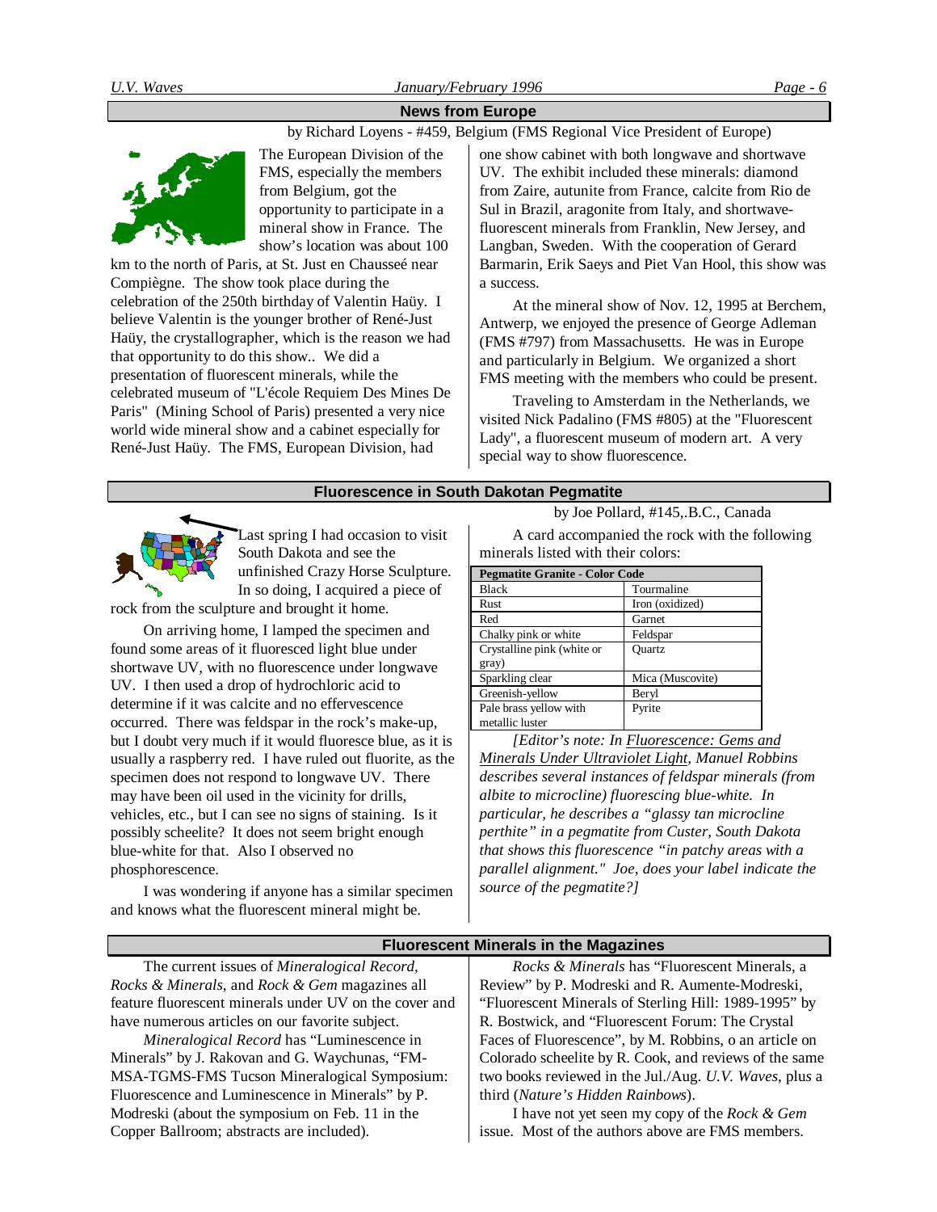## News from Europe

by Richard Loyens - #459, Belgium (FMS Regional Vice President of Europe)

The European Division of the FMS, especially the members from Belgium, got the opportunity to participate in a mineral show in France. The show's location was about 100 km to the north of Paris, at St. Just en Chausseé near Compiègne. The show took place during the celebration of the 250th birthday of Valentin Haüy. I believe Valentin is the younger brother of René-Just Haüy, the crystallographer, which is the reason we had that opportunity to do this show.. We did a presentation of fluorescent minerals, while the celebrated museum of "L'école Requiem Des Mines De Paris" (Mining School of Paris) presented a very nice world wide mineral show and a cabinet especially for René-Just Haüy. The FMS, European Division, had one show cabinet with both longwave and shortwave UV. The exhibit included these minerals: diamond from Zaire, autunite from France, calcite from Rio de Sul in Brazil, aragonite from Italy, and shortwave-fluorescent minerals from Franklin, New Jersey, and Langban, Sweden. With the cooperation of Gerard Barmarin, Erik Saeys and Piet Van Hool, this show was a success.

At the mineral show of Nov. 12, 1995 at Berchem, Antwerp, we enjoyed the presence of George Adleman (FMS #797) from Massachusetts. He was in Europe and particularly in Belgium. We organized a short FMS meeting with the members who could be present.

Traveling to Amsterdam in the Netherlands, we visited Nick Padalino (FMS #805) at the "Fluorescent Lady", a fluorescent museum of modern art. A very special way to show fluorescence.

## Fluorescence in South Dakotan Pegmatite

by Joe Pollard, #145,.B.C., Canada

Last spring I had occasion to visit South Dakota and see the unfinished Crazy Horse Sculpture. In so doing, I acquired a piece of rock from the sculpture and brought it home.

On arriving home, I lamped the specimen and found some areas of it fluoresced light blue under shortwave UV, with no fluorescence under longwave UV. I then used a drop of hydrochloric acid to determine if it was calcite and no effervescence occurred. There was feldspar in the rock's make-up, but I doubt very much if it would fluoresce blue, as it is usually a raspberry red. I have ruled out fluorite, as the specimen does not respond to longwave UV. There may have been oil used in the vicinity for drills, vehicles, etc., but I can see no signs of staining. Is it possibly scheelite? It does not seem bright enough blue-white for that. Also I observed no phosphorescence.

I was wondering if anyone has a similar specimen and knows what the fluorescent mineral might be.

A card accompanied the rock with the following minerals listed with their colors:

| Pegmatite Granite - Color Code | |
|---|---|
| Black | Tourmaline |
| Rust | Iron (oxidized) |
| Red | Garnet |
| Chalky pink or white | Feldspar |
| Crystalline pink (white or gray) | Quartz |
| Sparkling clear | Mica (Muscovite) |
| Greenish-yellow | Beryl |
| Pale brass yellow with metallic luster | Pyrite |

*[Editor's note: In Fluorescence: Gems and Minerals Under Ultraviolet Light, Manuel Robbins describes several instances of feldspar minerals (from albite to microcline) fluorescing blue-white. In particular, he describes a "glassy tan microcline perthite" in a pegmatite from Custer, South Dakota that shows this fluorescence "in patchy areas with a parallel alignment." Joe, does your label indicate the source of the pegmatite?]*

## Fluorescent Minerals in the Magazines

The current issues of *Mineralogical Record*, *Rocks & Minerals*, and *Rock & Gem* magazines all feature fluorescent minerals under UV on the cover and have numerous articles on our favorite subject.

*Mineralogical Record* has "Luminescence in Minerals" by J. Rakovan and G. Waychunas, "FM-MSA-TGMS-FMS Tucson Mineralogical Symposium: Fluorescence and Luminescence in Minerals" by P. Modreski (about the symposium on Feb. 11 in the Copper Ballroom; abstracts are included).

*Rocks & Minerals* has "Fluorescent Minerals, a Review" by P. Modreski and R. Aumente-Modreski, "Fluorescent Minerals of Sterling Hill: 1989-1995" by R. Bostwick, and "Fluorescent Forum: The Crystal Faces of Fluorescence", by M. Robbins, o an article on Colorado scheelite by R. Cook, and reviews of the same two books reviewed in the Jul./Aug. *U.V. Waves*, plus a third (*Nature's Hidden Rainbows*).

I have not yet seen my copy of the *Rock & Gem* issue. Most of the authors above are FMS members.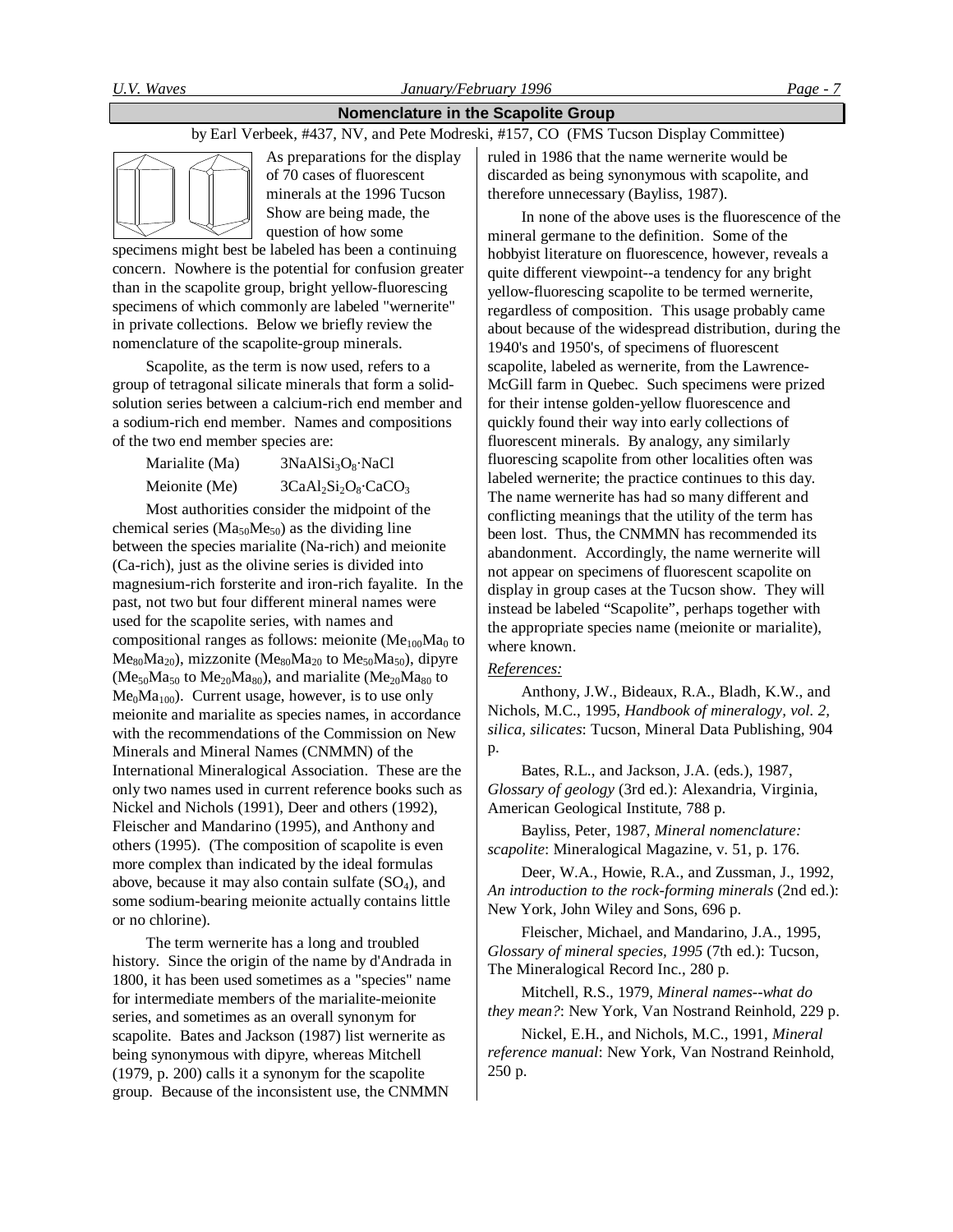## Nomenclature in the Scapolite Group

by Earl Verbeek, #437, NV, and Pete Modreski, #157, CO (FMS Tucson Display Committee)

As preparations for the display of 70 cases of fluorescent minerals at the 1996 Tucson Show are being made, the question of how some specimens might best be labeled has been a continuing concern. Nowhere is the potential for confusion greater than in the scapolite group, bright yellow-fluorescing specimens of which commonly are labeled "wernerite" in private collections. Below we briefly review the nomenclature of the scapolite-group minerals.

Scapolite, as the term is now used, refers to a group of tetragonal silicate minerals that form a solid-solution series between a calcium-rich end member and a sodium-rich end member. Names and compositions of the two end member species are:

| | |
|---|---|
| Marialite (Ma) | $3NaAlSi_3O_8 \cdot NaCl$ |
| Meionite (Me) | $3CaAl_2Si_2O_8 \cdot CaCO_3$ |

Most authorities consider the midpoint of the chemical series ($Ma_{50}Me_{50}$) as the dividing line between the species marialite (Na-rich) and meionite (Ca-rich), just as the olivine series is divided into magnesium-rich forsterite and iron-rich fayalite. In the past, not two but four different mineral names were used for the scapolite series, with names and compositional ranges as follows: meionite ($Me_{100}Ma_0$ to $Me_{80}Ma_{20}$), mizzonite ($Me_{80}Ma_{20}$ to $Me_{50}Ma_{50}$), dipyre ($Me_{50}Ma_{50}$ to $Me_{20}Ma_{80}$), and marialite ($Me_{20}Ma_{80}$ to $Me_0Ma_{100}$). Current usage, however, is to use only meionite and marialite as species names, in accordance with the recommendations of the Commission on New Minerals and Mineral Names (CNMMN) of the International Mineralogical Association. These are the only two names used in current reference books such as Nickel and Nichols (1991), Deer and others (1992), Fleischer and Mandarino (1995), and Anthony and others (1995). (The composition of scapolite is even more complex than indicated by the ideal formulas above, because it may also contain sulfate ($SO_4$), and some sodium-bearing meionite actually contains little or no chlorine).

The term wernerite has a long and troubled history. Since the origin of the name by d'Andrada in 1800, it has been used sometimes as a "species" name for intermediate members of the marialite-meionite series, and sometimes as an overall synonym for scapolite. Bates and Jackson (1987) list wernerite as being synonymous with dipyre, whereas Mitchell (1979, p. 200) calls it a synonym for the scapolite group. Because of the inconsistent use, the CNMMN ruled in 1986 that the name wernerite would be discarded as being synonymous with scapolite, and therefore unnecessary (Bayliss, 1987).

In none of the above uses is the fluorescence of the mineral germane to the definition. Some of the hobbyist literature on fluorescence, however, reveals a quite different viewpoint--a tendency for any bright yellow-fluorescing scapolite to be termed wernerite, regardless of composition. This usage probably came about because of the widespread distribution, during the 1940's and 1950's, of specimens of fluorescent scapolite, labeled as wernerite, from the Lawrence-McGill farm in Quebec. Such specimens were prized for their intense golden-yellow fluorescence and quickly found their way into early collections of fluorescent minerals. By analogy, any similarly fluorescing scapolite from other localities often was labeled wernerite; the practice continues to this day. The name wernerite has had so many different and conflicting meanings that the utility of the term has been lost. Thus, the CNMMN has recommended its abandonment. Accordingly, the name wernerite will not appear on specimens of fluorescent scapolite on display in group cases at the Tucson show. They will instead be labeled "Scapolite", perhaps together with the appropriate species name (meionite or marialite), where known.

*References:*

Anthony, J.W., Bideaux, R.A., Bladh, K.W., and Nichols, M.C., 1995, *Handbook of mineralogy, vol. 2, silica, silicates*: Tucson, Mineral Data Publishing, 904 p.

Bates, R.L., and Jackson, J.A. (eds.), 1987, *Glossary of geology* (3rd ed.): Alexandria, Virginia, American Geological Institute, 788 p.

Bayliss, Peter, 1987, *Mineral nomenclature: scapolite*: Mineralogical Magazine, v. 51, p. 176.

Deer, W.A., Howie, R.A., and Zussman, J., 1992, *An introduction to the rock-forming minerals* (2nd ed.): New York, John Wiley and Sons, 696 p.

Fleischer, Michael, and Mandarino, J.A., 1995, *Glossary of mineral species, 1995* (7th ed.): Tucson, The Mineralogical Record Inc., 280 p.

Mitchell, R.S., 1979, *Mineral names--what do they mean?*: New York, Van Nostrand Reinhold, 229 p.

Nickel, E.H., and Nichols, M.C., 1991, *Mineral reference manual*: New York, Van Nostrand Reinhold, 250 p.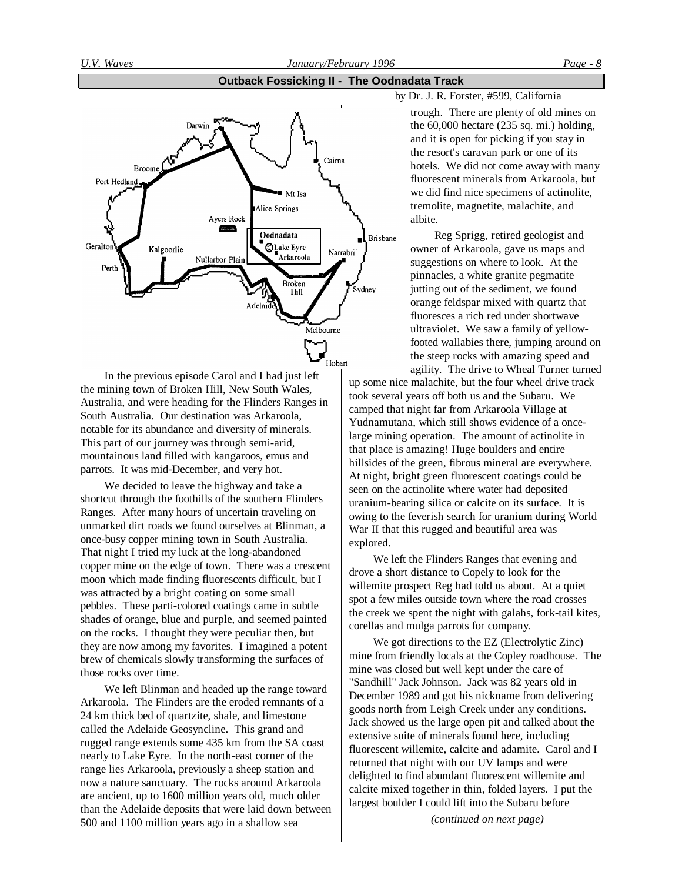## Outback Fossicking II - The Oodnadata Track

by Dr. J. R. Forster, #599, California

In the previous episode Carol and I had just left the mining town of Broken Hill, New South Wales, Australia, and were heading for the Flinders Ranges in South Australia. Our destination was Arkaroola, notable for its abundance and diversity of minerals. This part of our journey was through semi-arid, mountainous land filled with kangaroos, emus and parrots. It was mid-December, and very hot.

We decided to leave the highway and take a shortcut through the foothills of the southern Flinders Ranges. After many hours of uncertain traveling on unmarked dirt roads we found ourselves at Blinman, a once-busy copper mining town in South Australia. That night I tried my luck at the long-abandoned copper mine on the edge of town. There was a crescent moon which made finding fluorescents difficult, but I was attracted by a bright coating on some small pebbles. These parti-colored coatings came in subtle shades of orange, blue and purple, and seemed painted on the rocks. I thought they were peculiar then, but they are now among my favorites. I imagined a potent brew of chemicals slowly transforming the surfaces of those rocks over time.

We left Blinman and headed up the range toward Arkaroola. The Flinders are the eroded remnants of a 24 km thick bed of quartzite, shale, and limestone called the Adelaide Geosyncline. This grand and rugged range extends some 435 km from the SA coast nearly to Lake Eyre. In the north-east corner of the range lies Arkaroola, previously a sheep station and now a nature sanctuary. The rocks around Arkaroola are ancient, up to 1600 million years old, much older than the Adelaide deposits that were laid down between 500 and 1100 million years ago in a shallow sea trough. There are plenty of old mines on the 60,000 hectare (235 sq. mi.) holding, and it is open for picking if you stay in the resort's caravan park or one of its hotels. We did not come away with many fluorescent minerals from Arkaroola, but we did find nice specimens of actinolite, tremolite, magnetite, malachite, and albite.

Reg Sprigg, retired geologist and owner of Arkaroola, gave us maps and suggestions on where to look. At the pinnacles, a white granite pegmatite jutting out of the sediment, we found orange feldspar mixed with quartz that fluoresces a rich red under shortwave ultraviolet. We saw a family of yellow-footed wallabies there, jumping around on the steep rocks with amazing speed and agility. The drive to Wheal Turner turned up some nice malachite, but the four wheel drive track took several years off both us and the Subaru. We camped that night far from Arkaroola Village at Yudnamutana, which still shows evidence of a once-large mining operation. The amount of actinolite in that place is amazing! Huge boulders and entire hillsides of the green, fibrous mineral are everywhere. At night, bright green fluorescent coatings could be seen on the actinolite where water had deposited uranium-bearing silica or calcite on its surface. It is owing to the feverish search for uranium during World War II that this rugged and beautiful area was explored.

We left the Flinders Ranges that evening and drove a short distance to Copely to look for the willemite prospect Reg had told us about. At a quiet spot a few miles outside town where the road crosses the creek we spent the night with galahs, fork-tail kites, corellas and mulga parrots for company.

We got directions to the EZ (Electrolytic Zinc) mine from friendly locals at the Copley roadhouse. The mine was closed but well kept under the care of "Sandhill" Jack Johnson. Jack was 82 years old in December 1989 and got his nickname from delivering goods north from Leigh Creek under any conditions. Jack showed us the large open pit and talked about the extensive suite of minerals found here, including fluorescent willemite, calcite and adamite. Carol and I returned that night with our UV lamps and were delighted to find abundant fluorescent willemite and calcite mixed together in thin, folded layers. I put the largest boulder I could lift into the Subaru before

*(continued on next page)*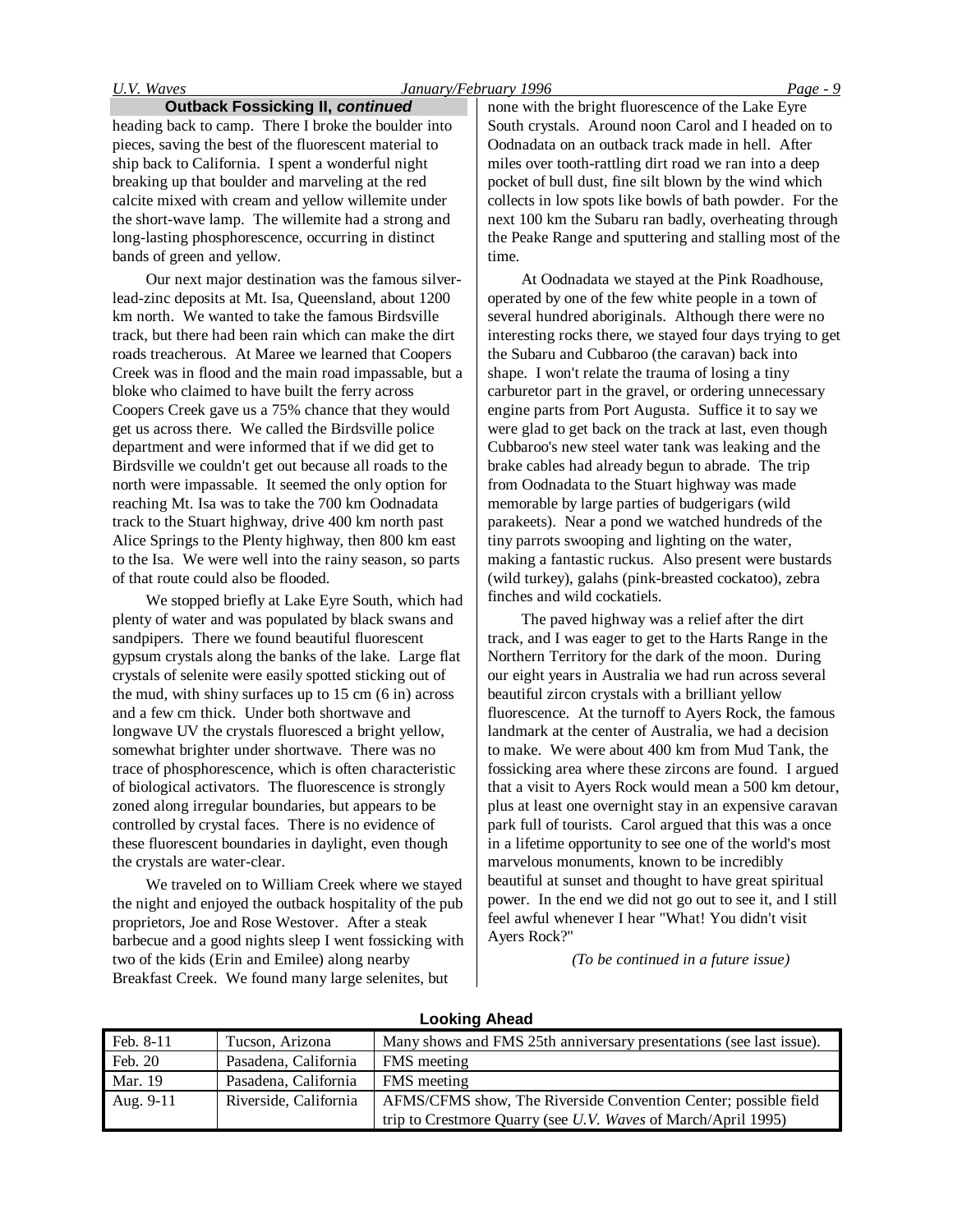## Outback Fossicking II, *continued*

heading back to camp. There I broke the boulder into pieces, saving the best of the fluorescent material to ship back to California. I spent a wonderful night breaking up that boulder and marveling at the red calcite mixed with cream and yellow willemite under the short-wave lamp. The willemite had a strong and long-lasting phosphorescence, occurring in distinct bands of green and yellow.

Our next major destination was the famous silver-lead-zinc deposits at Mt. Isa, Queensland, about 1200 km north. We wanted to take the famous Birdsville track, but there had been rain which can make the dirt roads treacherous. At Maree we learned that Coopers Creek was in flood and the main road impassable, but a bloke who claimed to have built the ferry across Coopers Creek gave us a 75% chance that they would get us across there. We called the Birdsville police department and were informed that if we did get to Birdsville we couldn't get out because all roads to the north were impassable. It seemed the only option for reaching Mt. Isa was to take the 700 km Oodnadata track to the Stuart highway, drive 400 km north past Alice Springs to the Plenty highway, then 800 km east to the Isa. We were well into the rainy season, so parts of that route could also be flooded.

We stopped briefly at Lake Eyre South, which had plenty of water and was populated by black swans and sandpipers. There we found beautiful fluorescent gypsum crystals along the banks of the lake. Large flat crystals of selenite were easily spotted sticking out of the mud, with shiny surfaces up to 15 cm (6 in) across and a few cm thick. Under both shortwave and longwave UV the crystals fluoresced a bright yellow, somewhat brighter under shortwave. There was no trace of phosphorescence, which is often characteristic of biological activators. The fluorescence is strongly zoned along irregular boundaries, but appears to be controlled by crystal faces. There is no evidence of these fluorescent boundaries in daylight, even though the crystals are water-clear.

We traveled on to William Creek where we stayed the night and enjoyed the outback hospitality of the pub proprietors, Joe and Rose Westover. After a steak barbecue and a good nights sleep I went fossicking with two of the kids (Erin and Emilee) along nearby Breakfast Creek. We found many large selenites, but none with the bright fluorescence of the Lake Eyre South crystals. Around noon Carol and I headed on to Oodnadata on an outback track made in hell. After miles over tooth-rattling dirt road we ran into a deep pocket of bull dust, fine silt blown by the wind which collects in low spots like bowls of bath powder. For the next 100 km the Subaru ran badly, overheating through the Peake Range and sputtering and stalling most of the time.

At Oodnadata we stayed at the Pink Roadhouse, operated by one of the few white people in a town of several hundred aboriginals. Although there were no interesting rocks there, we stayed four days trying to get the Subaru and Cubbaroo (the caravan) back into shape. I won't relate the trauma of losing a tiny carburetor part in the gravel, or ordering unnecessary engine parts from Port Augusta. Suffice it to say we were glad to get back on the track at last, even though Cubbaroo's new steel water tank was leaking and the brake cables had already begun to abrade. The trip from Oodnadata to the Stuart highway was made memorable by large parties of budgerigars (wild parakeets). Near a pond we watched hundreds of the tiny parrots swooping and lighting on the water, making a fantastic ruckus. Also present were bustards (wild turkey), galahs (pink-breasted cockatoo), zebra finches and wild cockatiels.

The paved highway was a relief after the dirt track, and I was eager to get to the Harts Range in the Northern Territory for the dark of the moon. During our eight years in Australia we had run across several beautiful zircon crystals with a brilliant yellow fluorescence. At the turnoff to Ayers Rock, the famous landmark at the center of Australia, we had a decision to make. We were about 400 km from Mud Tank, the fossicking area where these zircons are found. I argued that a visit to Ayers Rock would mean a 500 km detour, plus at least one overnight stay in an expensive caravan park full of tourists. Carol argued that this was a once in a lifetime opportunity to see one of the world's most marvelous monuments, known to be incredibly beautiful at sunset and thought to have great spiritual power. In the end we did not go out to see it, and I still feel awful whenever I hear "What! You didn't visit Ayers Rock?"

*(To be continued in a future issue)*

## Looking Ahead

| | | |
|---|---|---|
| Feb. 8-11 | Tucson, Arizona | Many shows and FMS 25th anniversary presentations (see last issue). |
| Feb. 20 | Pasadena, California | FMS meeting |
| Mar. 19 | Pasadena, California | FMS meeting |
| Aug. 9-11 | Riverside, California | AFMS/CFMS show, The Riverside Convention Center; possible field trip to Crestmore Quarry (see *U.V. Waves* of March/April 1995) |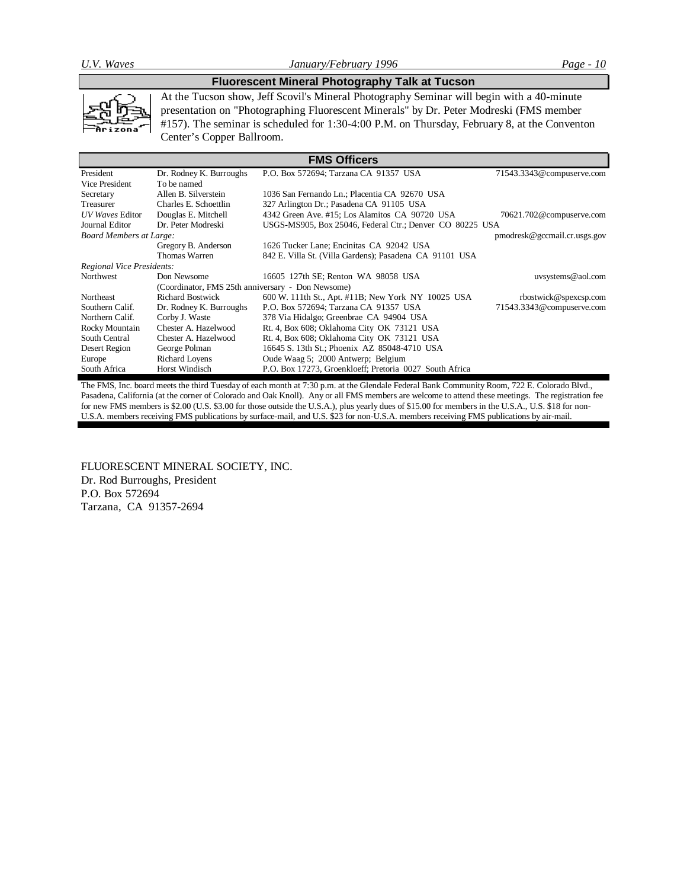## Fluorescent Mineral Photography Talk at Tucson

At the Tucson show, Jeff Scovil's Mineral Photography Seminar will begin with a 40-minute presentation on "Photographing Fluorescent Minerals" by Dr. Peter Modreski (FMS member #157). The seminar is scheduled for 1:30-4:00 P.M. on Thursday, February 8, at the Conventon Center's Copper Ballroom.

## FMS Officers

| | | | |
|---|---|---|---|
| President | Dr. Rodney K. Burroughs | P.O. Box 572694; Tarzana CA 91357 USA | 71543.3343@compuserve.com |
| Vice President | To be named | | |
| Secretary | Allen B. Silverstein | 1036 San Fernando Ln.; Placentia CA 92670 USA | |
| Treasurer | Charles E. Schoettlin | 327 Arlington Dr.; Pasadena CA 91105 USA | |
| *UV Waves* Editor | Douglas E. Mitchell | 4342 Green Ave. #15; Los Alamitos CA 90720 USA | 70621.702@compuserve.com |
| Journal Editor | Dr. Peter Modreski | USGS-MS905, Box 25046, Federal Ctr.; Denver CO 80225 USA | |
| *Board Members at Large:* | | | pmodresk@gccmail.cr.usgs.gov |
| | Gregory B. Anderson | 1626 Tucker Lane; Encinitas CA 92042 USA | |
| | Thomas Warren | 842 E. Villa St. (Villa Gardens); Pasadena CA 91101 USA | |
| *Regional Vice Presidents:* | | | |
| Northwest | Don Newsome | 16605 127th SE; Renton WA 98058 USA | uvsystems@aol.com |
| | (Coordinator, FMS 25th anniversary - Don Newsome) | | |
| Northeast | Richard Bostwick | 600 W. 111th St., Apt. #11B; New York NY 10025 USA | rbostwick@spexcsp.com |
| Southern Calif. | Dr. Rodney K. Burroughs | P.O. Box 572694; Tarzana CA 91357 USA | 71543.3343@compuserve.com |
| Northern Calif. | Corby J. Waste | 378 Via Hidalgo; Greenbrae CA 94904 USA | |
| Rocky Mountain | Chester A. Hazelwood | Rt. 4, Box 608; Oklahoma City OK 73121 USA | |
| South Central | Chester A. Hazelwood | Rt. 4, Box 608; Oklahoma City OK 73121 USA | |
| Desert Region | George Polman | 16645 S. 13th St.; Phoenix AZ 85048-4710 USA | |
| Europe | Richard Loyens | Oude Waag 5; 2000 Antwerp; Belgium | |
| South Africa | Horst Windisch | P.O. Box 17273, Groenkloeff; Pretoria 0027 South Africa | |

The FMS, Inc. board meets the third Tuesday of each month at 7:30 p.m. at the Glendale Federal Bank Community Room, 722 E. Colorado Blvd., Pasadena, California (at the corner of Colorado and Oak Knoll). Any or all FMS members are welcome to attend these meetings. The registration fee for new FMS members is $2.00 (U.S. $3.00 for those outside the U.S.A.), plus yearly dues of $15.00 for members in the U.S.A., U.S. $18 for non-U.S.A. members receiving FMS publications by surface-mail, and U.S. $23 for non-U.S.A. members receiving FMS publications by air-mail.

FLUORESCENT MINERAL SOCIETY, INC.
Dr. Rod Burroughs, President
P.O. Box 572694
Tarzana, CA 91357-2694